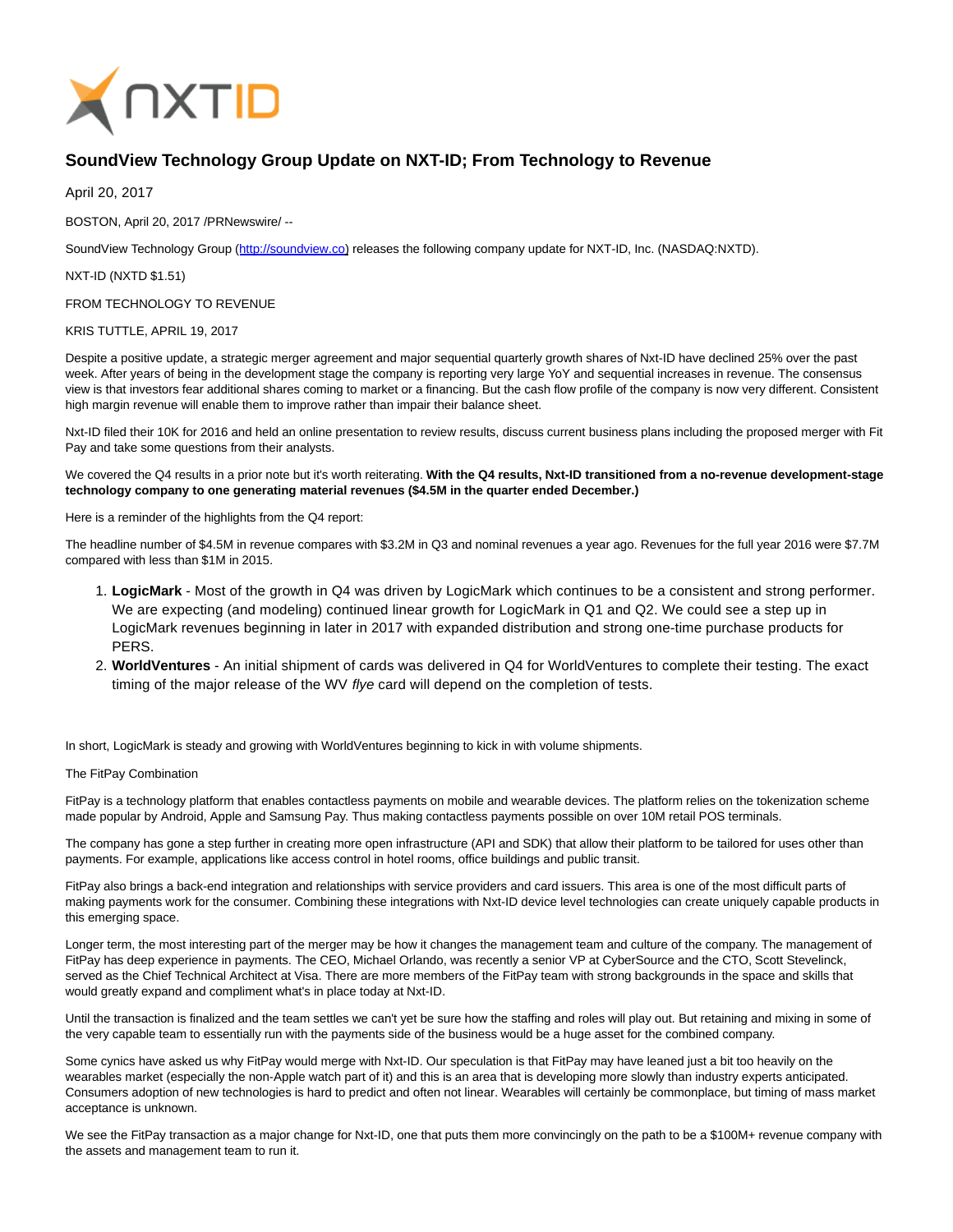# SoundView Technology Group Update on NXT-ID; From Technology to Revenue

April 20, 2017

BOSTON, April 20, 2017 /PRNewswire/ --

SoundView Technology Group (http://soundview.co) releases the following company update for NXT-ID, Inc. (NASDAQ:NXTD).

NXT-ID (NXTD $1.51)

FROM TECHNOLOGY TO REVENUE

KRIS TUTTLE, APRIL 19, 2017

Despite a positive update, a strategic merger agreement and major sequential quarterly growth shares of Nxt-ID have declined 25% over the past week. After years of being in the development stage the company is reporting very large YoY and sequential increases in revenue. The consensus view is that investors fear additional shares coming to market or a financing. But the cash flow profile of the company is now very different. Consistent high margin revenue will enable them to improve rather than impair their balance sheet.

Nxt-ID filed their 10K for 2016 and held an online presentation to review results, discuss current business plans including the proposed merger with Fit Pay and take some questions from their analysts.

We covered the Q4 results in a prior note but it's worth reiterating. **With the Q4 results, Nxt-ID transitioned from a no-revenue development-stage technology company to one generating material revenues ($4.5M in the quarter ended December.)**

Here is a reminder of the highlights from the Q4 report:

The headline number of $4.5M in revenue compares with $3.2M in Q3 and nominal revenues a year ago. Revenues for the full year 2016 were $7.7M compared with less than $1M in 2015.

1. **LogicMark** - Most of the growth in Q4 was driven by LogicMark which continues to be a consistent and strong performer. We are expecting (and modeling) continued linear growth for LogicMark in Q1 and Q2. We could see a step up in LogicMark revenues beginning in later in 2017 with expanded distribution and strong one-time purchase products for PERS.
2. **WorldVentures** - An initial shipment of cards was delivered in Q4 for WorldVentures to complete their testing. The exact timing of the major release of the WV *flye* card will depend on the completion of tests.

In short, LogicMark is steady and growing with WorldVentures beginning to kick in with volume shipments.

The FitPay Combination

FitPay is a technology platform that enables contactless payments on mobile and wearable devices. The platform relies on the tokenization scheme made popular by Android, Apple and Samsung Pay. Thus making contactless payments possible on over 10M retail POS terminals.

The company has gone a step further in creating more open infrastructure (API and SDK) that allow their platform to be tailored for uses other than payments. For example, applications like access control in hotel rooms, office buildings and public transit.

FitPay also brings a back-end integration and relationships with service providers and card issuers. This area is one of the most difficult parts of making payments work for the consumer. Combining these integrations with Nxt-ID device level technologies can create uniquely capable products in this emerging space.

Longer term, the most interesting part of the merger may be how it changes the management team and culture of the company. The management of FitPay has deep experience in payments. The CEO, Michael Orlando, was recently a senior VP at CyberSource and the CTO, Scott Stevelinck, served as the Chief Technical Architect at Visa. There are more members of the FitPay team with strong backgrounds in the space and skills that would greatly expand and compliment what's in place today at Nxt-ID.

Until the transaction is finalized and the team settles we can't yet be sure how the staffing and roles will play out. But retaining and mixing in some of the very capable team to essentially run with the payments side of the business would be a huge asset for the combined company.

Some cynics have asked us why FitPay would merge with Nxt-ID. Our speculation is that FitPay may have leaned just a bit too heavily on the wearables market (especially the non-Apple watch part of it) and this is an area that is developing more slowly than industry experts anticipated. Consumers adoption of new technologies is hard to predict and often not linear. Wearables will certainly be commonplace, but timing of mass market acceptance is unknown.

We see the FitPay transaction as a major change for Nxt-ID, one that puts them more convincingly on the path to be a $100M+ revenue company with the assets and management team to run it.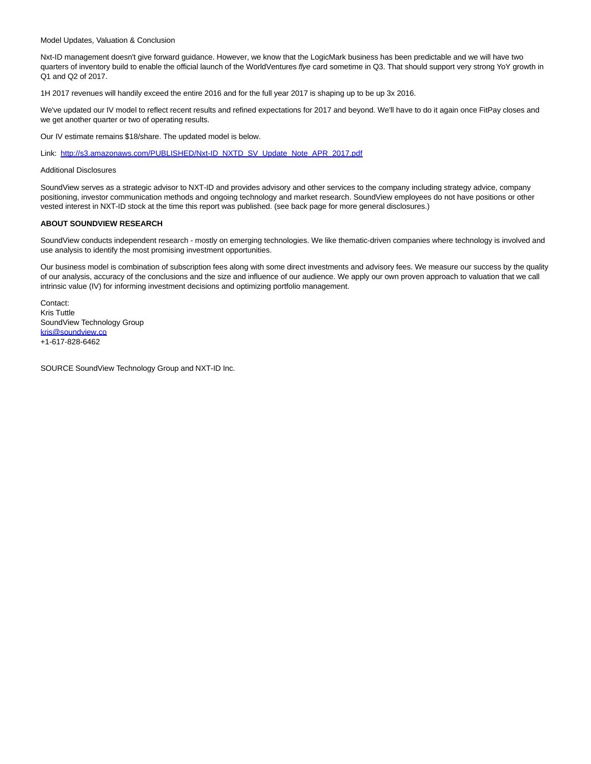Model Updates, Valuation & Conclusion

Nxt-ID management doesn't give forward guidance. However, we know that the LogicMark business has been predictable and we will have two quarters of inventory build to enable the official launch of the WorldVentures *flye* card sometime in Q3. That should support very strong YoY growth in Q1 and Q2 of 2017.

1H 2017 revenues will handily exceed the entire 2016 and for the full year 2017 is shaping up to be up 3x 2016.

We've updated our IV model to reflect recent results and refined expectations for 2017 and beyond. We'll have to do it again once FitPay closes and we get another quarter or two of operating results.

Our IV estimate remains $18/share. The updated model is below.

Link: [http://s3.amazonaws.com/PUBLISHED/Nxt-ID_NXTD_SV_Update_Note_APR_2017.pdf](http://s3.amazonaws.com/PUBLISHED/Nxt-ID_NXTD_SV_Update_Note_APR_2017.pdf)

Additional Disclosures

SoundView serves as a strategic advisor to NXT-ID and provides advisory and other services to the company including strategy advice, company positioning, investor communication methods and ongoing technology and market research. SoundView employees do not have positions or other vested interest in NXT-ID stock at the time this report was published. (see back page for more general disclosures.)

**ABOUT SOUNDVIEW RESEARCH**

SoundView conducts independent research - mostly on emerging technologies. We like thematic-driven companies where technology is involved and use analysis to identify the most promising investment opportunities.

Our business model is combination of subscription fees along with some direct investments and advisory fees. We measure our success by the quality of our analysis, accuracy of the conclusions and the size and influence of our audience. We apply our own proven approach to valuation that we call intrinsic value (IV) for informing investment decisions and optimizing portfolio management.

Contact:
Kris Tuttle
SoundView Technology Group
[kris@soundview.co](mailto:kris@soundview.co)
+1-617-828-6462

SOURCE SoundView Technology Group and NXT-ID Inc.